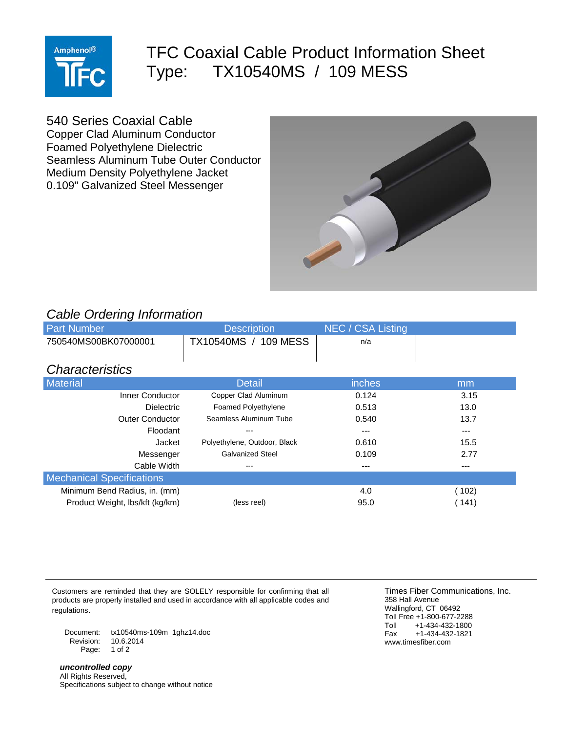# TFC Coaxial Cable Product Information Sheet
# Type: TX10540MS / 109 MESS

540 Series Coaxial Cable
Copper Clad Aluminum Conductor
Foamed Polyethylene Dielectric
Seamless Aluminum Tube Outer Conductor
Medium Density Polyethylene Jacket
0.109" Galvanized Steel Messenger

## *Cable Ordering Information*

| Part Number | Description | NEC / CSA Listing | |
|---|---|---|---|
| 750540MS00BK07000001 | TX10540MS / 109 MESS | n/a | |

## *Characteristics*

| Material | Detail | inches | mm |
|---|---|---|---|
| Inner Conductor | Copper Clad Aluminum | 0.124 | 3.15 |
| Dielectric | Foamed Polyethylene | 0.513 | 13.0 |
| Outer Conductor | Seamless Aluminum Tube | 0.540 | 13.7 |
| Floodant | --- | --- | --- |
| Jacket | Polyethylene, Outdoor, Black | 0.610 | 15.5 |
| Messenger | Galvanized Steel | 0.109 | 2.77 |
| Cable Width | --- | --- | --- |
| **Mechanical Specifications** | | | |
| Minimum Bend Radius, in. (mm) | | 4.0 | ( 102) |
| Product Weight, lbs/kft (kg/km) | (less reel) | 95.0 | ( 141) |

Customers are reminded that they are SOLELY responsible for confirming that all products are properly installed and used in accordance with all applicable codes and regulations.

Document: tx10540ms-109m_1ghz14.doc
Revision: 10.6.2014

***uncontrolled copy***
All Rights Reserved,
Specifications subject to change without notice

Times Fiber Communications, Inc.
358 Hall Avenue
Wallingford, CT 06492
Toll Free +1-800-677-2288
Toll +1-434-432-1800
Fax +1-434-432-1821
www.timesfiber.com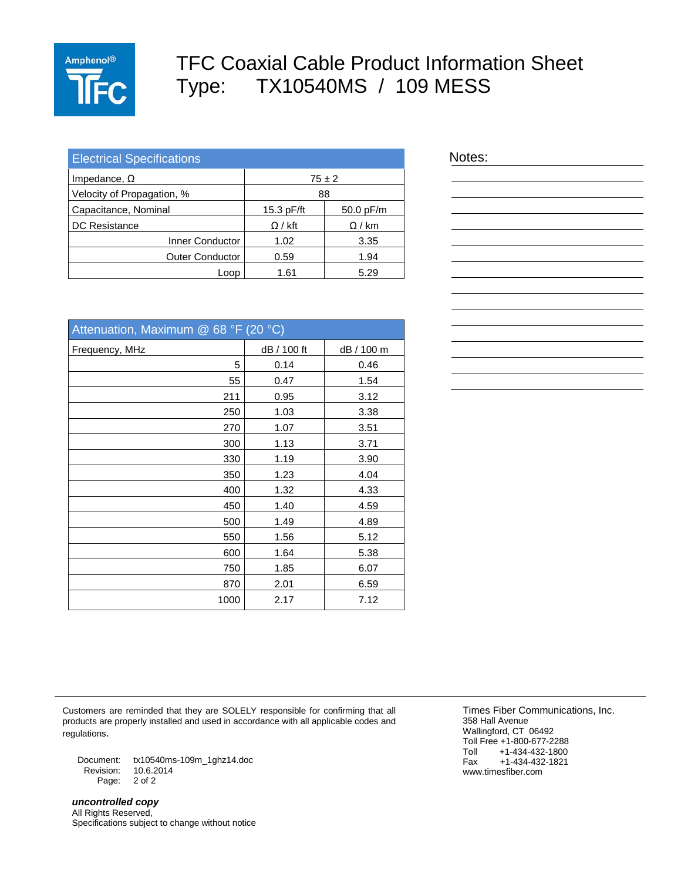Amphenol® TFC

# TFC Coaxial Cable Product Information Sheet
# Type: TX10540MS / 109 MESS

| Electrical Specifications | | |
|---|---|---|
| Impedance, Ω | 75 ± 2 | |
| Velocity of Propagation, % | 88 | |
| Capacitance, Nominal | 15.3 pF/ft | 50.0 pF/m |
| DC Resistance | Ω / kft | Ω / km |
| Inner Conductor | 1.02 | 3.35 |
| Outer Conductor | 0.59 | 1.94 |
| Loop | 1.61 | 5.29 |

| Attenuation, Maximum @ 68 °F (20 °C) | | |
|---|---|---|
| Frequency, MHz | dB / 100 ft | dB / 100 m |
| 5 | 0.14 | 0.46 |
| 55 | 0.47 | 1.54 |
| 211 | 0.95 | 3.12 |
| 250 | 1.03 | 3.38 |
| 270 | 1.07 | 3.51 |
| 300 | 1.13 | 3.71 |
| 330 | 1.19 | 3.90 |
| 350 | 1.23 | 4.04 |
| 400 | 1.32 | 4.33 |
| 450 | 1.40 | 4.59 |
| 500 | 1.49 | 4.89 |
| 550 | 1.56 | 5.12 |
| 600 | 1.64 | 5.38 |
| 750 | 1.85 | 6.07 |
| 870 | 2.01 | 6.59 |
| 1000 | 2.17 | 7.12 |

Notes:

Customers are reminded that they are SOLELY responsible for confirming that all products are properly installed and used in accordance with all applicable codes and regulations.

Document: tx10540ms-109m_1ghz14.doc
Revision: 10.6.2014
Page: 2 of 2

***uncontrolled copy***
All Rights Reserved,
Specifications subject to change without notice

Times Fiber Communications, Inc.
358 Hall Avenue
Wallingford, CT 06492
Toll Free +1-800-677-2288
Toll +1-434-432-1800
Fax +1-434-432-1821
www.timesfiber.com